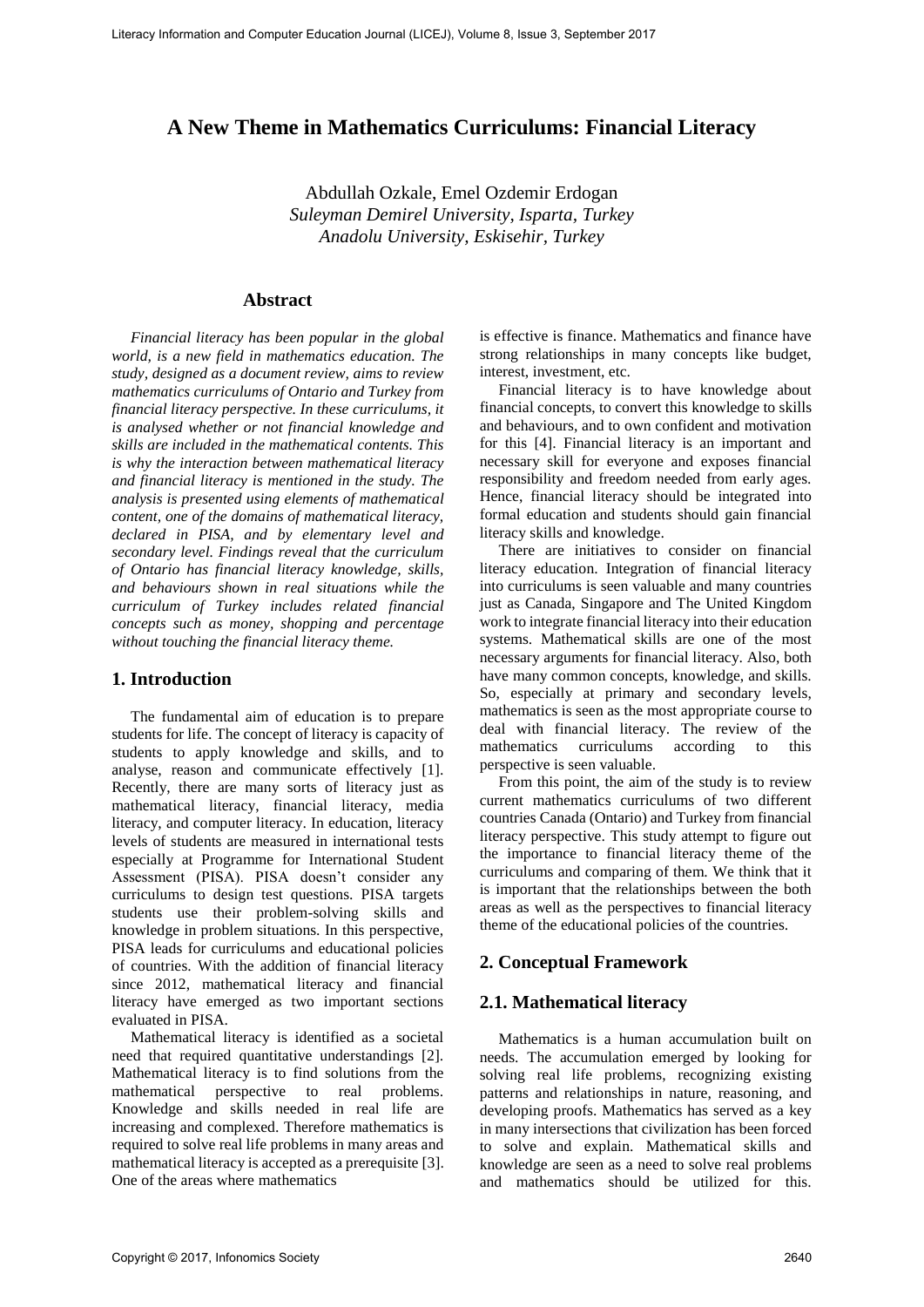# A New Theme in Mathematics Curriculums: Financial Literacy

Abdullah Ozkale, Emel Ozdemir Erdogan
*Suleyman Demirel University, Isparta, Turkey*
*Anadolu University, Eskisehir, Turkey*

## Abstract

*Financial literacy has been popular in the global world, is a new field in mathematics education. The study, designed as a document review, aims to review mathematics curriculums of Ontario and Turkey from financial literacy perspective. In these curriculums, it is analysed whether or not financial knowledge and skills are included in the mathematical contents. This is why the interaction between mathematical literacy and financial literacy is mentioned in the study. The analysis is presented using elements of mathematical content, one of the domains of mathematical literacy, declared in PISA, and by elementary level and secondary level. Findings reveal that the curriculum of Ontario has financial literacy knowledge, skills, and behaviours shown in real situations while the curriculum of Turkey includes related financial concepts such as money, shopping and percentage without touching the financial literacy theme.*

## 1. Introduction

The fundamental aim of education is to prepare students for life. The concept of literacy is capacity of students to apply knowledge and skills, and to analyse, reason and communicate effectively [1]. Recently, there are many sorts of literacy just as mathematical literacy, financial literacy, media literacy, and computer literacy. In education, literacy levels of students are measured in international tests especially at Programme for International Student Assessment (PISA). PISA doesn't consider any curriculums to design test questions. PISA targets students use their problem-solving skills and knowledge in problem situations. In this perspective, PISA leads for curriculums and educational policies of countries. With the addition of financial literacy since 2012, mathematical literacy and financial literacy have emerged as two important sections evaluated in PISA.

Mathematical literacy is identified as a societal need that required quantitative understandings [2]. Mathematical literacy is to find solutions from the mathematical perspective to real problems. Knowledge and skills needed in real life are increasing and complexed. Therefore mathematics is required to solve real life problems in many areas and mathematical literacy is accepted as a prerequisite [3]. One of the areas where mathematics is effective is finance. Mathematics and finance have strong relationships in many concepts like budget, interest, investment, etc.

Financial literacy is to have knowledge about financial concepts, to convert this knowledge to skills and behaviours, and to own confident and motivation for this [4]. Financial literacy is an important and necessary skill for everyone and exposes financial responsibility and freedom needed from early ages. Hence, financial literacy should be integrated into formal education and students should gain financial literacy skills and knowledge.

There are initiatives to consider on financial literacy education. Integration of financial literacy into curriculums is seen valuable and many countries just as Canada, Singapore and The United Kingdom work to integrate financial literacy into their education systems. Mathematical skills are one of the most necessary arguments for financial literacy. Also, both have many common concepts, knowledge, and skills. So, especially at primary and secondary levels, mathematics is seen as the most appropriate course to deal with financial literacy. The review of the mathematics curriculums according to this perspective is seen valuable.

From this point, the aim of the study is to review current mathematics curriculums of two different countries Canada (Ontario) and Turkey from financial literacy perspective. This study attempt to figure out the importance to financial literacy theme of the curriculums and comparing of them. We think that it is important that the relationships between the both areas as well as the perspectives to financial literacy theme of the educational policies of the countries.

## 2. Conceptual Framework

## 2.1. Mathematical literacy

Mathematics is a human accumulation built on needs. The accumulation emerged by looking for solving real life problems, recognizing existing patterns and relationships in nature, reasoning, and developing proofs. Mathematics has served as a key in many intersections that civilization has been forced to solve and explain. Mathematical skills and knowledge are seen as a need to solve real problems and mathematics should be utilized for this.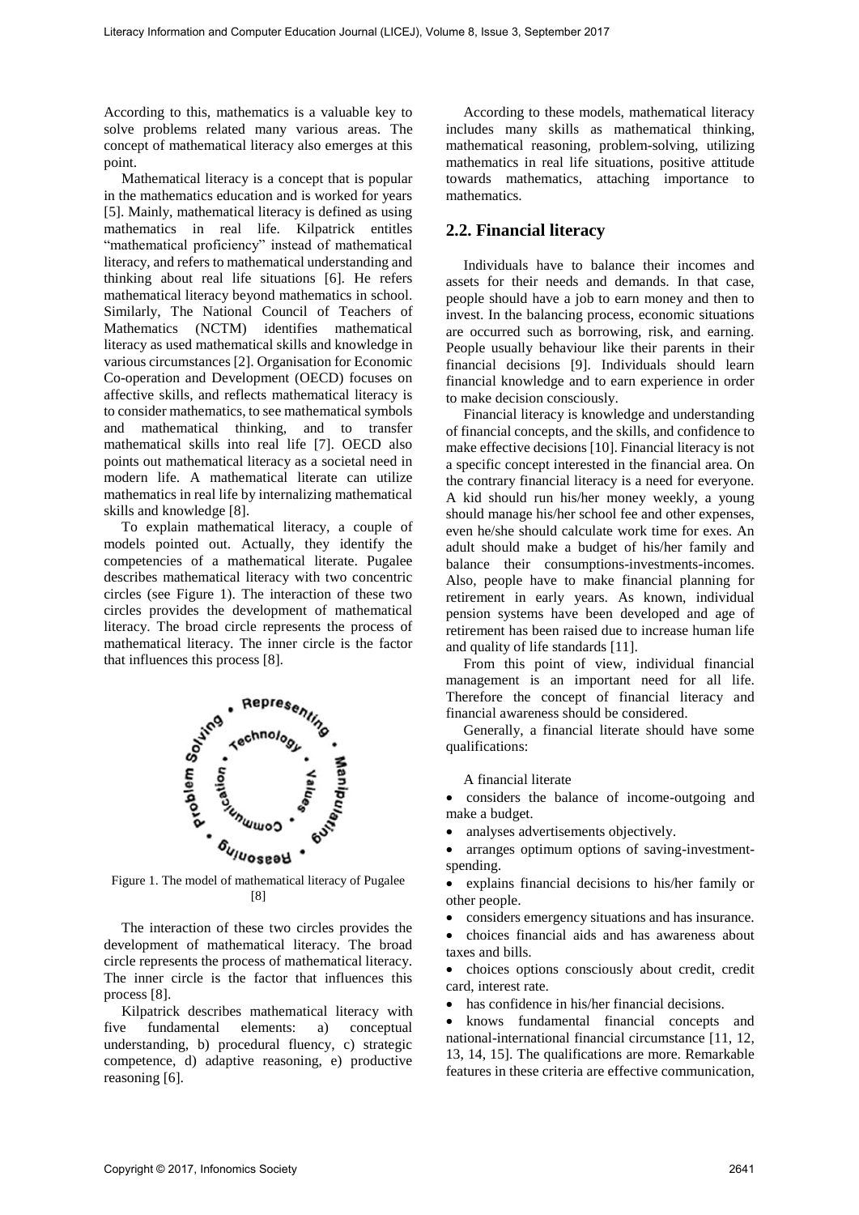According to this, mathematics is a valuable key to solve problems related many various areas. The concept of mathematical literacy also emerges at this point.

Mathematical literacy is a concept that is popular in the mathematics education and is worked for years [5]. Mainly, mathematical literacy is defined as using mathematics in real life. Kilpatrick entitles "mathematical proficiency" instead of mathematical literacy, and refers to mathematical understanding and thinking about real life situations [6]. He refers mathematical literacy beyond mathematics in school. Similarly, The National Council of Teachers of Mathematics (NCTM) identifies mathematical literacy as used mathematical skills and knowledge in various circumstances [2]. Organisation for Economic Co-operation and Development (OECD) focuses on affective skills, and reflects mathematical literacy is to consider mathematics, to see mathematical symbols and mathematical thinking, and to transfer mathematical skills into real life [7]. OECD also points out mathematical literacy as a societal need in modern life. A mathematical literate can utilize mathematics in real life by internalizing mathematical skills and knowledge [8].

To explain mathematical literacy, a couple of models pointed out. Actually, they identify the competencies of a mathematical literate. Pugalee describes mathematical literacy with two concentric circles (see Figure 1). The interaction of these two circles provides the development of mathematical literacy. The broad circle represents the process of mathematical literacy. The inner circle is the factor that influences this process [8].

Figure 1. The model of mathematical literacy of Pugalee [8]

The interaction of these two circles provides the development of mathematical literacy. The broad circle represents the process of mathematical literacy. The inner circle is the factor that influences this process [8].

Kilpatrick describes mathematical literacy with five fundamental elements: a) conceptual understanding, b) procedural fluency, c) strategic competence, d) adaptive reasoning, e) productive reasoning [6].

According to these models, mathematical literacy includes many skills as mathematical thinking, mathematical reasoning, problem-solving, utilizing mathematics in real life situations, positive attitude towards mathematics, attaching importance to mathematics.

## 2.2. Financial literacy

Individuals have to balance their incomes and assets for their needs and demands. In that case, people should have a job to earn money and then to invest. In the balancing process, economic situations are occurred such as borrowing, risk, and earning. People usually behaviour like their parents in their financial decisions [9]. Individuals should learn financial knowledge and to earn experience in order to make decision consciously.

Financial literacy is knowledge and understanding of financial concepts, and the skills, and confidence to make effective decisions [10]. Financial literacy is not a specific concept interested in the financial area. On the contrary financial literacy is a need for everyone. A kid should run his/her money weekly, a young should manage his/her school fee and other expenses, even he/she should calculate work time for exes. An adult should make a budget of his/her family and balance their consumptions-investments-incomes. Also, people have to make financial planning for retirement in early years. As known, individual pension systems have been developed and age of retirement has been raised due to increase human life and quality of life standards [11].

From this point of view, individual financial management is an important need for all life. Therefore the concept of financial literacy and financial awareness should be considered.

Generally, a financial literate should have some qualifications:

A financial literate

- considers the balance of income-outgoing and make a budget.
- analyses advertisements objectively.
- arranges optimum options of saving-investment-spending.
- explains financial decisions to his/her family or other people.
- considers emergency situations and has insurance.
- choices financial aids and has awareness about taxes and bills.
- choices options consciously about credit, credit card, interest rate.
- has confidence in his/her financial decisions.
- knows fundamental financial concepts and national-international financial circumstance [11, 12, 13, 14, 15]. The qualifications are more. Remarkable features in these criteria are effective communication,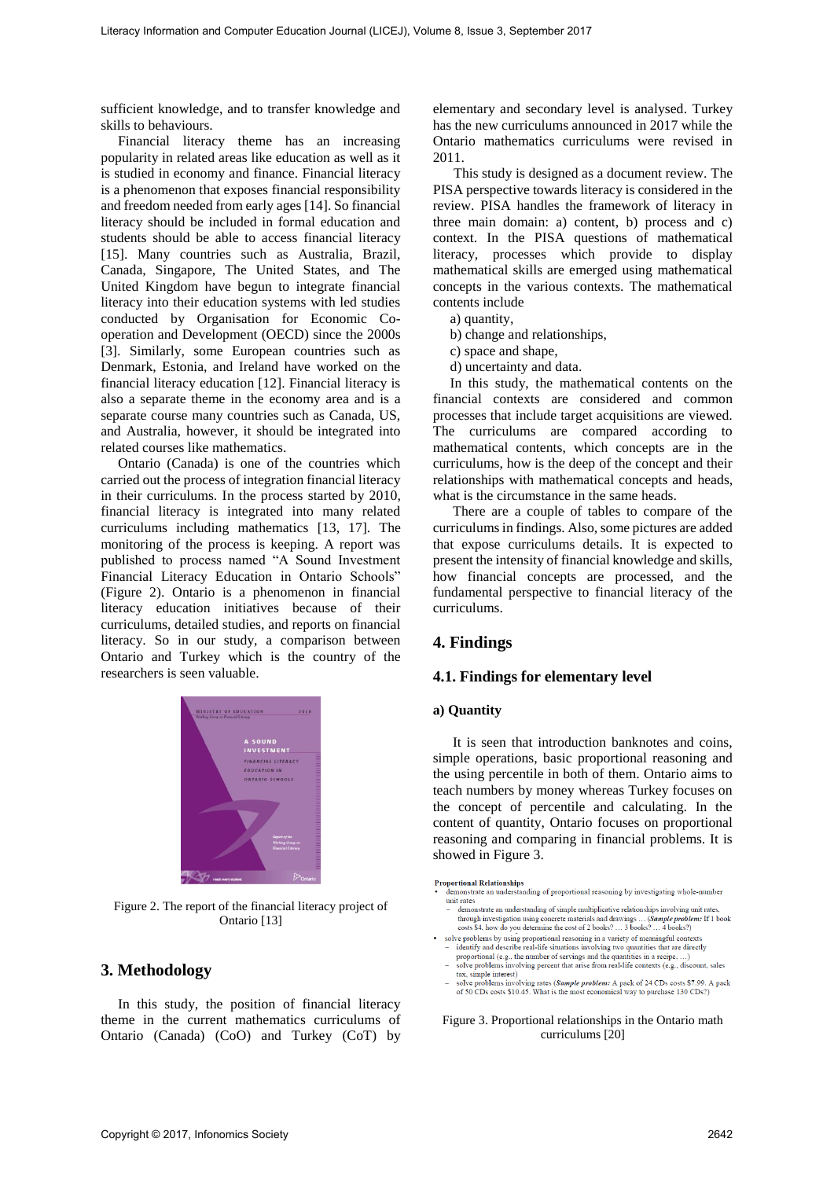sufficient knowledge, and to transfer knowledge and skills to behaviours.

Financial literacy theme has an increasing popularity in related areas like education as well as it is studied in economy and finance. Financial literacy is a phenomenon that exposes financial responsibility and freedom needed from early ages [14]. So financial literacy should be included in formal education and students should be able to access financial literacy [15]. Many countries such as Australia, Brazil, Canada, Singapore, The United States, and The United Kingdom have begun to integrate financial literacy into their education systems with led studies conducted by Organisation for Economic Co-operation and Development (OECD) since the 2000s [3]. Similarly, some European countries such as Denmark, Estonia, and Ireland have worked on the financial literacy education [12]. Financial literacy is also a separate theme in the economy area and is a separate course many countries such as Canada, US, and Australia, however, it should be integrated into related courses like mathematics.

Ontario (Canada) is one of the countries which carried out the process of integration financial literacy in their curriculums. In the process started by 2010, financial literacy is integrated into many related curriculums including mathematics [13, 17]. The monitoring of the process is keeping. A report was published to process named "A Sound Investment Financial Literacy Education in Ontario Schools" (Figure 2). Ontario is a phenomenon in financial literacy education initiatives because of their curriculums, detailed studies, and reports on financial literacy. So in our study, a comparison between Ontario and Turkey which is the country of the researchers is seen valuable.

Figure 2. The report of the financial literacy project of Ontario [13]

## 3. Methodology

In this study, the position of financial literacy theme in the current mathematics curriculums of Ontario (Canada) (CoO) and Turkey (CoT) by elementary and secondary level is analysed. Turkey has the new curriculums announced in 2017 while the Ontario mathematics curriculums were revised in 2011.

This study is designed as a document review. The PISA perspective towards literacy is considered in the review. PISA handles the framework of literacy in three main domain: a) content, b) process and c) context. In the PISA questions of mathematical literacy, processes which provide to display mathematical skills are emerged using mathematical concepts in the various contexts. The mathematical contents include

a) quantity,
b) change and relationships,
c) space and shape,
d) uncertainty and data.

In this study, the mathematical contents on the financial contexts are considered and common processes that include target acquisitions are viewed. The curriculums are compared according to mathematical contents, which concepts are in the curriculums, how is the deep of the concept and their relationships with mathematical concepts and heads, what is the circumstance in the same heads.

There are a couple of tables to compare of the curriculums in findings. Also, some pictures are added that expose curriculums details. It is expected to present the intensity of financial knowledge and skills, how financial concepts are processed, and the fundamental perspective to financial literacy of the curriculums.

## 4. Findings

### 4.1. Findings for elementary level

#### a) Quantity

It is seen that introduction banknotes and coins, simple operations, basic proportional reasoning and the using percentile in both of them. Ontario aims to teach numbers by money whereas Turkey focuses on the concept of percentile and calculating. In the content of quantity, Ontario focuses on proportional reasoning and comparing in financial problems. It is showed in Figure 3.

**Proportional Relationships**

- demonstrate an understanding of proportional reasoning by investigating whole-number unit rates
  - demonstrate an understanding of simple multiplicative relationships involving unit rates, through investigation using concrete materials and drawings … (***Sample problem:*** If 1 book costs $4, how do you determine the cost of 2 books? … 3 books? … 4 books?)
- solve problems by using proportional reasoning in a variety of meaningful contexts
  - identify and describe real-life situations involving two quantities that are directly proportional (e.g., the number of servings and the quantities in a recipe, …)
  - solve problems involving percent that arise from real-life contexts (e.g., discount, sales tax, simple interest)
  - solve problems involving rates (***Sample problem:*** A pack of 24 CDs costs $7.99. A pack of 50 CDs costs $10.45. What is the most economical way to purchase 130 CDs?)

Figure 3. Proportional relationships in the Ontario math curriculums [20]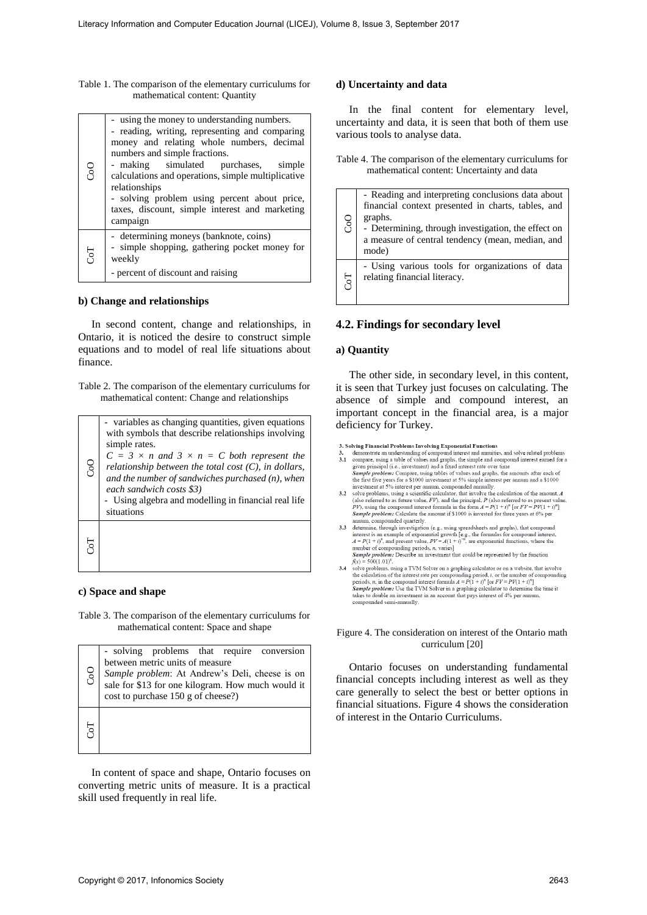Table 1. The comparison of the elementary curriculums for mathematical content: Quantity

| | |
|---|---|
| CoO | - using the money to understanding numbers.<br>- reading, writing, representing and comparing money and relating whole numbers, decimal numbers and simple fractions.<br>- making simulated purchases, simple calculations and operations, simple multiplicative relationships<br>- solving problem using percent about price, taxes, discount, simple interest and marketing campaign |
| CoT | - determining moneys (banknote, coins)<br>- simple shopping, gathering pocket money for weekly<br>- percent of discount and raising |

**b) Change and relationships**

In second content, change and relationships, in Ontario, it is noticed the desire to construct simple equations and to model of real life situations about finance.

Table 2. The comparison of the elementary curriculums for mathematical content: Change and relationships

| | |
|---|---|
| CoO | - variables as changing quantities, given equations with symbols that describe relationships involving simple rates.<br>*$C = 3 \times n$ and $3 \times n = C$ both represent the relationship between the total cost (C), in dollars, and the number of sandwiches purchased (n), when each sandwich costs \$3)*<br>- Using algebra and modelling in financial real life situations |
| CoT | |

**c) Space and shape**

Table 3. The comparison of the elementary curriculums for mathematical content: Space and shape

| | |
|---|---|
| CoO | - solving problems that require conversion between metric units of measure<br>*Sample problem*: At Andrew's Deli, cheese is on sale for \$13 for one kilogram. How much would it cost to purchase 150 g of cheese?) |
| CoT | |

In content of space and shape, Ontario focuses on converting metric units of measure. It is a practical skill used frequently in real life.

**d) Uncertainty and data**

In the final content for elementary level, uncertainty and data, it is seen that both of them use various tools to analyse data.

Table 4. The comparison of the elementary curriculums for mathematical content: Uncertainty and data

| | |
|---|---|
| CoO | - Reading and interpreting conclusions data about financial context presented in charts, tables, and graphs.<br>- Determining, through investigation, the effect on a measure of central tendency (mean, median, and mode) |
| CoT | - Using various tools for organizations of data relating financial literacy. |

## 4.2. Findings for secondary level

**a) Quantity**

The other side, in secondary level, in this content, it is seen that Turkey just focuses on calculating. The absence of simple and compound interest, an important concept in the financial area, is a major deficiency for Turkey.

**3. Solving Financial Problems Involving Exponential Functions**

**3.** demonstrate an understanding of compound interest and annuities, and solve related problems

**3.1** compare, using a table of values and graphs, the simple and compound interest earned for a given principal (i.e., investment) and a fixed interest rate over time
*Sample problem:* Compare, using tables of values and graphs, the amounts after each of the first five years for a \$1000 investment at 5% simple interest per annum and a \$1000 investment at 5% interest per annum, compounded annually.

**3.2** solve problems, using a scientific calculator, that involve the calculation of the amount, $A$ (also referred to as future value, $FV$), and the principal, $P$ (also referred to as present value, $PV$), using the compound interest formula in the form $A = P(1 + i)^n$ [or $FV = PV(1 + i)^n$]
*Sample problem:* Calculate the amount if \$1000 is invested for three years at 6% per annum, compounded quarterly.

**3.3** determine, through investigation (e.g., using spreadsheets and graphs), that compound interest is an example of exponential growth [e.g., the formulas for compound interest, $A = P(1 + i)^n$, and present value, $PV = A(1 + i)^{-n}$, are exponential functions, where the number of compounding periods, $n$, varies]
*Sample problem:* Describe an investment that could be represented by the function $f(x) = 500(1.01)^x$.

**3.4** solve problems, using a TVM Solver on a graphing calculator or on a website, that involve the calculation of the interest rate per compounding period, $i$, or the number of compounding periods, $n$, in the compound interest formula $A = P(1 + i)^n$ [or $FV = PV(1 + i)^n$]
*Sample problem:* Use the TVM Solver in a graphing calculator to determine the time it takes to double an investment in an account that pays interest of 4% per annum, compounded semi-annually.

Figure 4. The consideration on interest of the Ontario math curriculum [20]

Ontario focuses on understanding fundamental financial concepts including interest as well as they care generally to select the best or better options in financial situations. Figure 4 shows the consideration of interest in the Ontario Curriculums.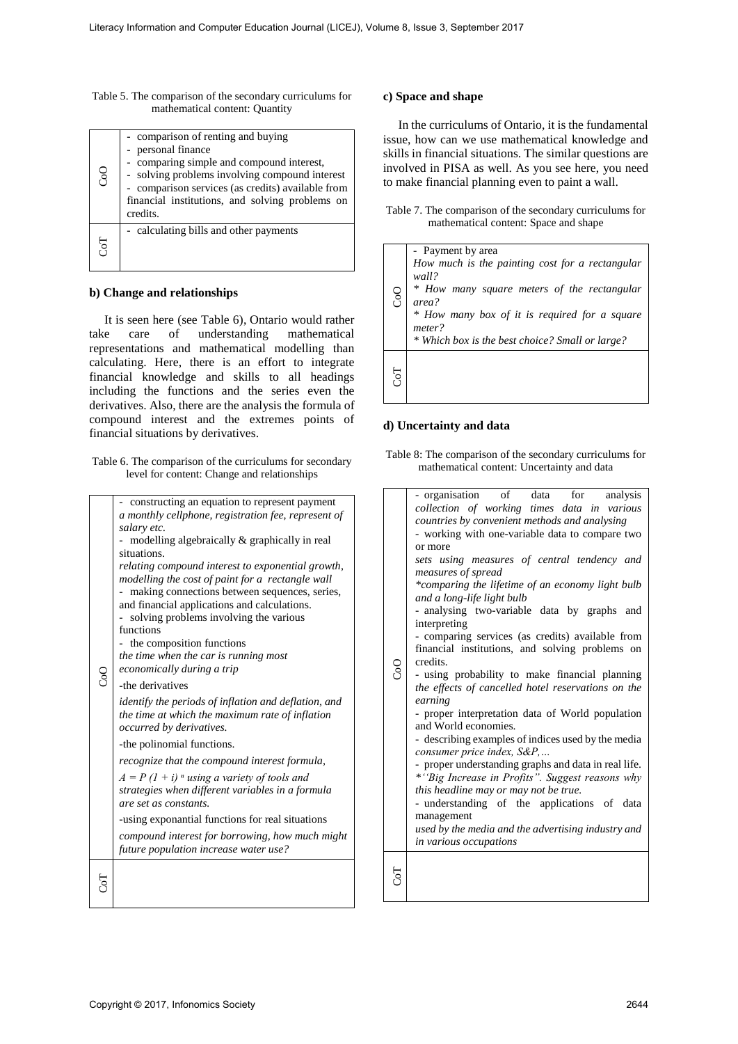Table 5. The comparison of the secondary curriculums for mathematical content: Quantity

| | |
|---|---|
| CoO | - comparison of renting and buying<br>- personal finance<br>- comparing simple and compound interest,<br>- solving problems involving compound interest<br>- comparison services (as credits) available from financial institutions, and solving problems on credits. |
| CoT | - calculating bills and other payments |

### b) Change and relationships

It is seen here (see Table 6), Ontario would rather take care of understanding mathematical representations and mathematical modelling than calculating. Here, there is an effort to integrate financial knowledge and skills to all headings including the functions and the series even the derivatives. Also, there are the analysis the formula of compound interest and the extremes points of financial situations by derivatives.

Table 6. The comparison of the curriculums for secondary level for content: Change and relationships

| | |
|---|---|
| CoO | - constructing an equation to represent payment<br>*a monthly cellphone, registration fee, represent of salary etc.*<br>- modelling algebraically & graphically in real situations.<br>*relating compound interest to exponential growth, modelling the cost of paint for a rectangle wall*<br>- making connections between sequences, series, and financial applications and calculations.<br>- solving problems involving the various functions<br>- the composition functions<br>*the time when the car is running most economically during a trip*<br>-the derivatives<br>*identify the periods of inflation and deflation, and the time at which the maximum rate of inflation occurred by derivatives.*<br>-the polinomial functions.<br>*recognize that the compound interest formula,* *$A = P(1 + i)^n$ using a variety of tools and strategies when different variables in a formula are set as constants.*<br>-using exponantial functions for real situations<br>*compound interest for borrowing, how much might future population increase water use?* |
| CoT | |

### c) Space and shape

In the curriculums of Ontario, it is the fundamental issue, how can we use mathematical knowledge and skills in financial situations. The similar questions are involved in PISA as well. As you see here, you need to make financial planning even to paint a wall.

Table 7. The comparison of the secondary curriculums for mathematical content: Space and shape

| | |
|---|---|
| CoO | - Payment by area<br>*How much is the painting cost for a rectangular wall?*<br>*\* How many square meters of the rectangular area?*<br>*\* How many box of it is required for a square meter?*<br>*\* Which box is the best choice? Small or large?* |
| CoT | |

### d) Uncertainty and data

Table 8: The comparison of the secondary curriculums for mathematical content: Uncertainty and data

| | |
|---|---|
| CoO | - organisation of data for analysis<br>*collection of working times data in various countries by convenient methods and analysing*<br>- working with one-variable data to compare two or more<br>*sets using measures of central tendency and measures of spread*<br>*\*comparing the lifetime of an economy light bulb and a long-life light bulb*<br>- analysing two-variable data by graphs and interpreting<br>- comparing services (as credits) available from financial institutions, and solving problems on credits.<br>- using probability to make financial planning<br>*the effects of cancelled hotel reservations on the earning*<br>- proper interpretation data of World population and World economies.<br>- describing examples of indices used by the media<br>*consumer price index, S&P,…*<br>- proper understanding graphs and data in real life.<br>*\*"Big Increase in Profits". Suggest reasons why this headline may or may not be true.*<br>- understanding of the applications of data management<br>*used by the media and the advertising industry and in various occupations* |
| CoT | |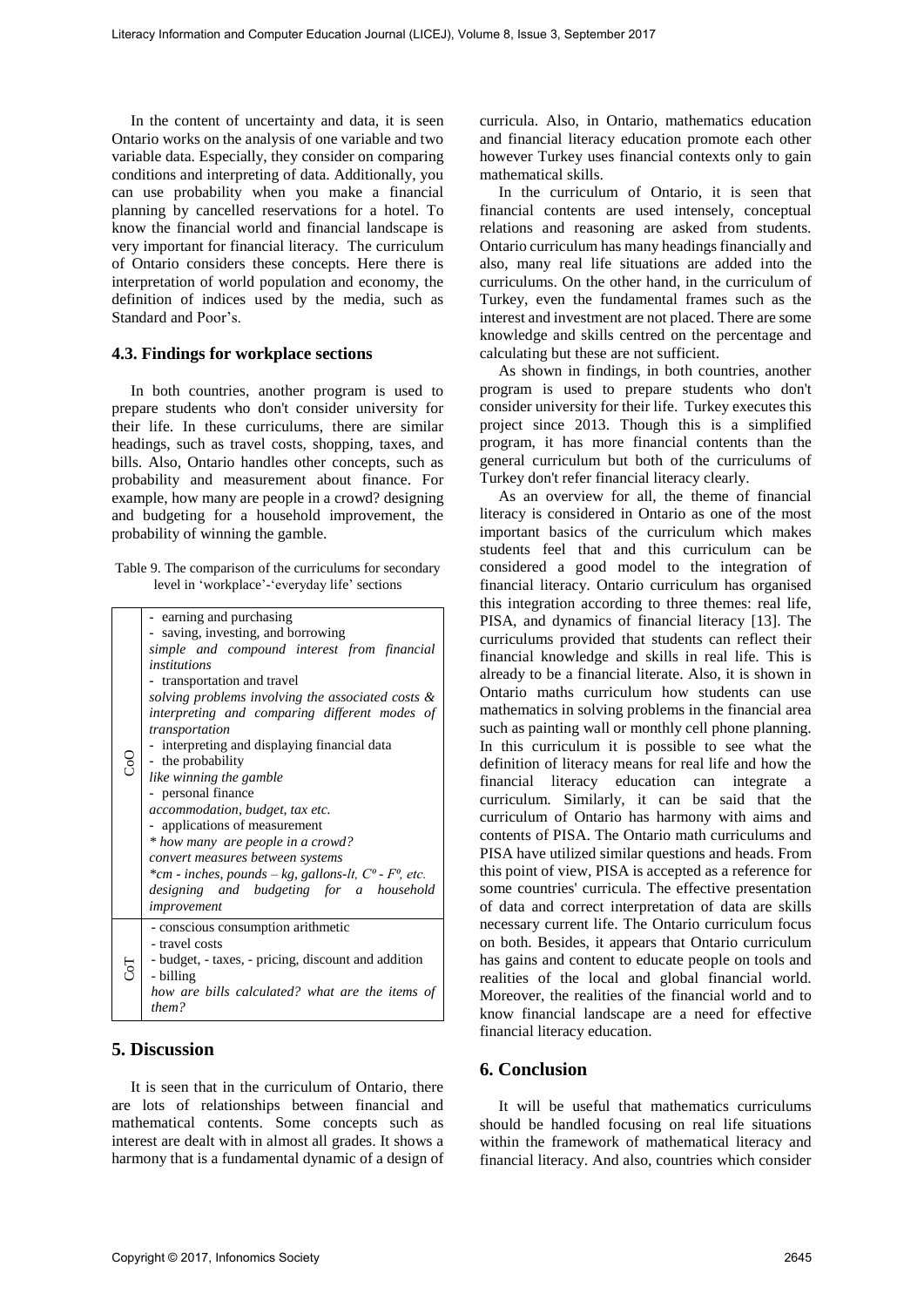In the content of uncertainty and data, it is seen Ontario works on the analysis of one variable and two variable data. Especially, they consider on comparing conditions and interpreting of data. Additionally, you can use probability when you make a financial planning by cancelled reservations for a hotel. To know the financial world and financial landscape is very important for financial literacy. The curriculum of Ontario considers these concepts. Here there is interpretation of world population and economy, the definition of indices used by the media, such as Standard and Poor's.

### 4.3. Findings for workplace sections

In both countries, another program is used to prepare students who don't consider university for their life. In these curriculums, there are similar headings, such as travel costs, shopping, taxes, and bills. Also, Ontario handles other concepts, such as probability and measurement about finance. For example, how many are people in a crowd? designing and budgeting for a household improvement, the probability of winning the gamble.

Table 9. The comparison of the curriculums for secondary level in 'workplace'-'everyday life' sections

| | |
|---|---|
| CoO | - earning and purchasing<br>- saving, investing, and borrowing<br>*simple and compound interest from financial institutions*<br>- transportation and travel<br>*solving problems involving the associated costs & interpreting and comparing different modes of transportation*<br>- interpreting and displaying financial data<br>- the probability<br>*like winning the gamble*<br>- personal finance<br>*accommodation, budget, tax etc.*<br>- applications of measurement<br>*\* how many are people in a crowd?*<br>*convert measures between systems*<br>*\*cm - inches, pounds – kg, gallons-lt, C° - F°, etc.*<br>*designing and budgeting for a household improvement* |
| CoT | - conscious consumption arithmetic<br>- travel costs<br>- budget, - taxes, - pricing, discount and addition<br>- billing<br>*how are bills calculated? what are the items of them?* |

## 5. Discussion

It is seen that in the curriculum of Ontario, there are lots of relationships between financial and mathematical contents. Some concepts such as interest are dealt with in almost all grades. It shows a harmony that is a fundamental dynamic of a design of curricula. Also, in Ontario, mathematics education and financial literacy education promote each other however Turkey uses financial contexts only to gain mathematical skills.

In the curriculum of Ontario, it is seen that financial contents are used intensely, conceptual relations and reasoning are asked from students. Ontario curriculum has many headings financially and also, many real life situations are added into the curriculums. On the other hand, in the curriculum of Turkey, even the fundamental frames such as the interest and investment are not placed. There are some knowledge and skills centred on the percentage and calculating but these are not sufficient.

As shown in findings, in both countries, another program is used to prepare students who don't consider university for their life. Turkey executes this project since 2013. Though this is a simplified program, it has more financial contents than the general curriculum but both of the curriculums of Turkey don't refer financial literacy clearly.

As an overview for all, the theme of financial literacy is considered in Ontario as one of the most important basics of the curriculum which makes students feel that and this curriculum can be considered a good model to the integration of financial literacy. Ontario curriculum has organised this integration according to three themes: real life, PISA, and dynamics of financial literacy [13]. The curriculums provided that students can reflect their financial knowledge and skills in real life. This is already to be a financial literate. Also, it is shown in Ontario maths curriculum how students can use mathematics in solving problems in the financial area such as painting wall or monthly cell phone planning. In this curriculum it is possible to see what the definition of literacy means for real life and how the financial literacy education can integrate a curriculum. Similarly, it can be said that the curriculum of Ontario has harmony with aims and contents of PISA. The Ontario math curriculums and PISA have utilized similar questions and heads. From this point of view, PISA is accepted as a reference for some countries' curricula. The effective presentation of data and correct interpretation of data are skills necessary current life. The Ontario curriculum focus on both. Besides, it appears that Ontario curriculum has gains and content to educate people on tools and realities of the local and global financial world. Moreover, the realities of the financial world and to know financial landscape are a need for effective financial literacy education.

## 6. Conclusion

It will be useful that mathematics curriculums should be handled focusing on real life situations within the framework of mathematical literacy and financial literacy. And also, countries which consider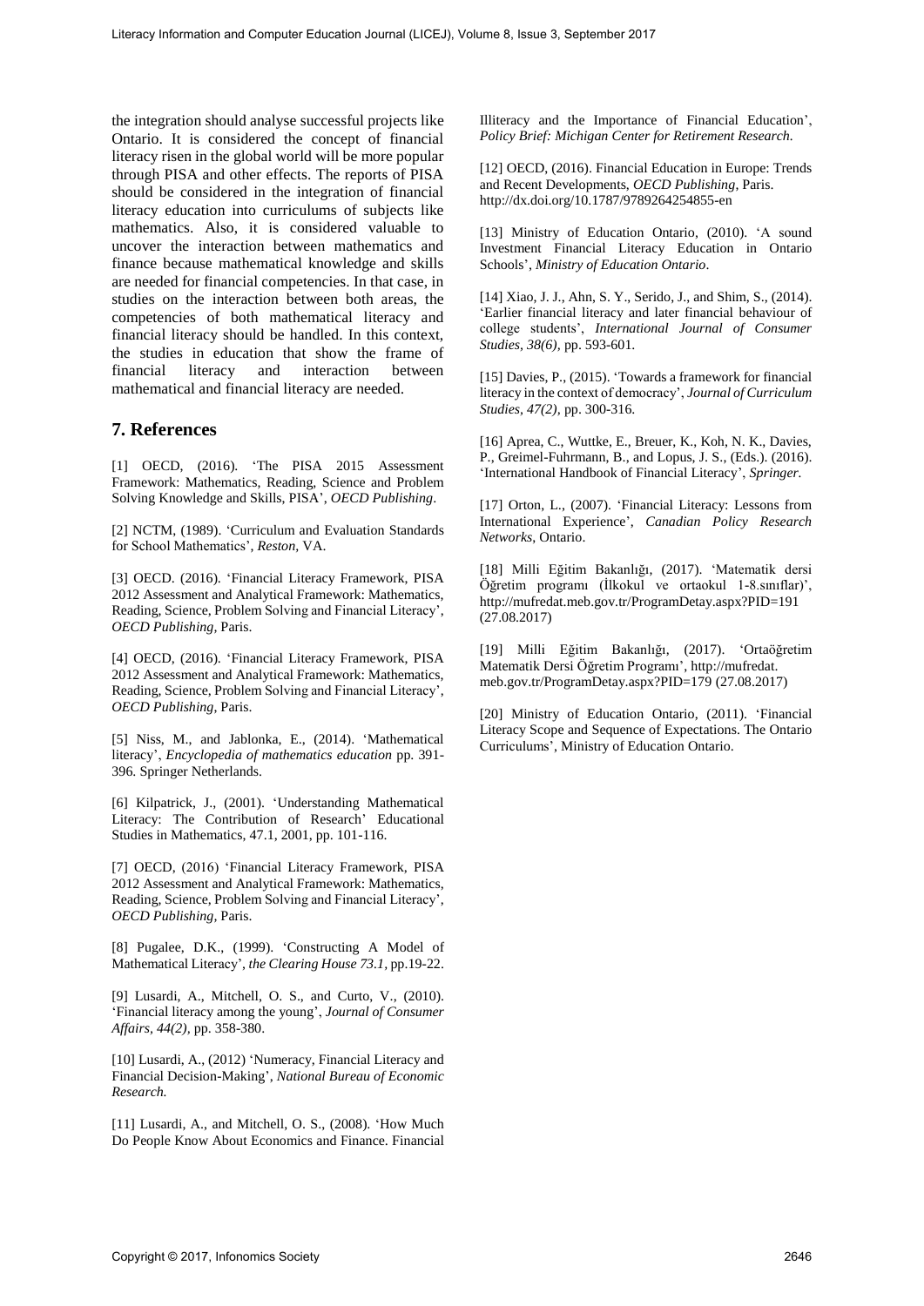the integration should analyse successful projects like Ontario. It is considered the concept of financial literacy risen in the global world will be more popular through PISA and other effects. The reports of PISA should be considered in the integration of financial literacy education into curriculums of subjects like mathematics. Also, it is considered valuable to uncover the interaction between mathematics and finance because mathematical knowledge and skills are needed for financial competencies. In that case, in studies on the interaction between both areas, the competencies of both mathematical literacy and financial literacy should be handled. In this context, the studies in education that show the frame of financial literacy and interaction between mathematical and financial literacy are needed.

## 7. References

[1] OECD, (2016). 'The PISA 2015 Assessment Framework: Mathematics, Reading, Science and Problem Solving Knowledge and Skills, PISA', *OECD Publishing*.

[2] NCTM, (1989). 'Curriculum and Evaluation Standards for School Mathematics', *Reston*, VA.

[3] OECD. (2016). 'Financial Literacy Framework, PISA 2012 Assessment and Analytical Framework: Mathematics, Reading, Science, Problem Solving and Financial Literacy', *OECD Publishing*, Paris.

[4] OECD, (2016). 'Financial Literacy Framework, PISA 2012 Assessment and Analytical Framework: Mathematics, Reading, Science, Problem Solving and Financial Literacy', *OECD Publishing*, Paris.

[5] Niss, M., and Jablonka, E., (2014). 'Mathematical literacy', *Encyclopedia of mathematics education* pp. 391-396. Springer Netherlands.

[6] Kilpatrick, J., (2001). 'Understanding Mathematical Literacy: The Contribution of Research' Educational Studies in Mathematics, 47.1, 2001, pp. 101-116.

[7] OECD, (2016) 'Financial Literacy Framework, PISA 2012 Assessment and Analytical Framework: Mathematics, Reading, Science, Problem Solving and Financial Literacy', *OECD Publishing*, Paris.

[8] Pugalee, D.K., (1999). 'Constructing A Model of Mathematical Literacy', *the Clearing House 73.1*, pp.19-22.

[9] Lusardi, A., Mitchell, O. S., and Curto, V., (2010). 'Financial literacy among the young', *Journal of Consumer Affairs, 44(2)*, pp. 358-380.

[10] Lusardi, A., (2012) 'Numeracy, Financial Literacy and Financial Decision-Making', *National Bureau of Economic Research.*

[11] Lusardi, A., and Mitchell, O. S., (2008). 'How Much Do People Know About Economics and Finance. Financial Illiteracy and the Importance of Financial Education', *Policy Brief: Michigan Center for Retirement Research.*

[12] OECD, (2016). Financial Education in Europe: Trends and Recent Developments, *OECD Publishing*, Paris. http://dx.doi.org/10.1787/9789264254855-en

[13] Ministry of Education Ontario, (2010). 'A sound Investment Financial Literacy Education in Ontario Schools', *Ministry of Education Ontario*.

[14] Xiao, J. J., Ahn, S. Y., Serido, J., and Shim, S., (2014). 'Earlier financial literacy and later financial behaviour of college students', *International Journal of Consumer Studies, 38(6)*, pp. 593-601.

[15] Davies, P., (2015). 'Towards a framework for financial literacy in the context of democracy', *Journal of Curriculum Studies, 47(2)*, pp. 300-316.

[16] Aprea, C., Wuttke, E., Breuer, K., Koh, N. K., Davies, P., Greimel-Fuhrmann, B., and Lopus, J. S., (Eds.). (2016). 'International Handbook of Financial Literacy', *Springer.*

[17] Orton, L., (2007). 'Financial Literacy: Lessons from International Experience', *Canadian Policy Research Networks*, Ontario.

[18] Milli Eğitim Bakanlığı, (2017). 'Matematik dersi Öğretim programı (İlkokul ve ortaokul 1-8.sınıflar)', http://mufredat.meb.gov.tr/ProgramDetay.aspx?PID=191 (27.08.2017)

[19] Milli Eğitim Bakanlığı, (2017). 'Ortaöğretim Matematik Dersi Öğretim Programı', http://mufredat.meb.gov.tr/ProgramDetay.aspx?PID=179 (27.08.2017)

[20] Ministry of Education Ontario, (2011). 'Financial Literacy Scope and Sequence of Expectations. The Ontario Curriculums', Ministry of Education Ontario.